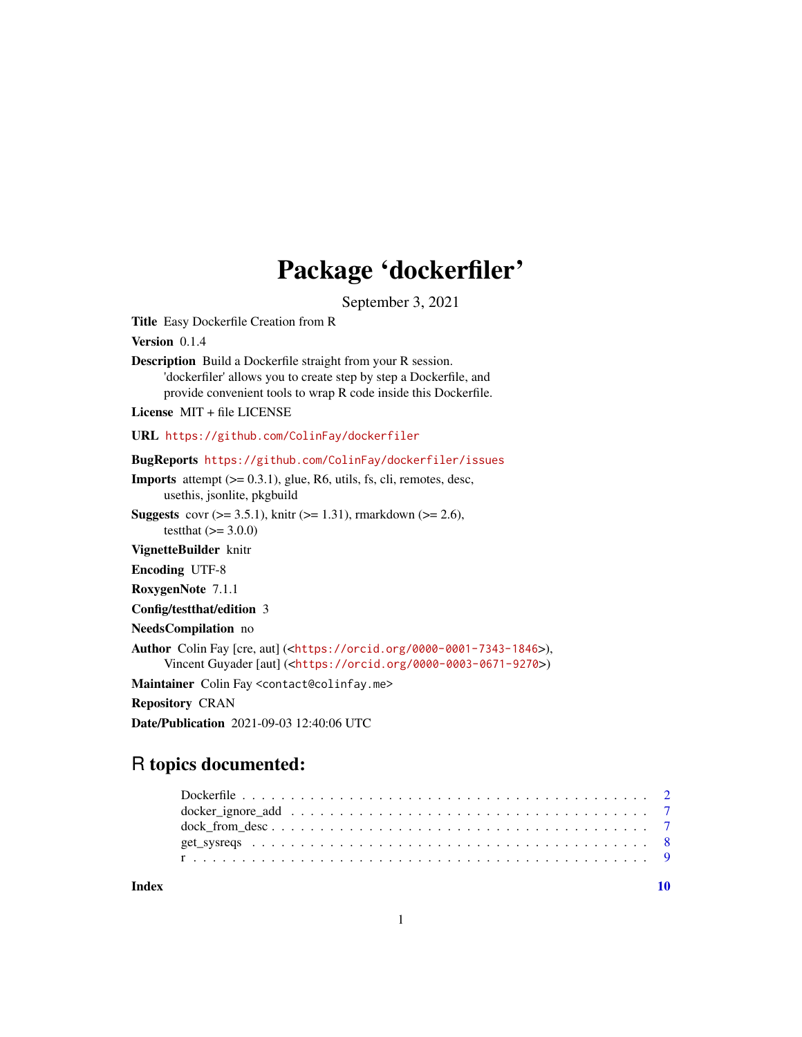# Package 'dockerfiler'

September 3, 2021

**Title** Easy Dockerfile Creation from R

**Version** 0.1.4

**Description** Build a Dockerfile straight from your R session. 'dockerfiler' allows you to create step by step a Dockerfile, and provide convenient tools to wrap R code inside this Dockerfile.

**License** MIT + file LICENSE

**URL** https://github.com/ColinFay/dockerfiler

**BugReports** https://github.com/ColinFay/dockerfiler/issues

**Imports** attempt (>= 0.3.1), glue, R6, utils, fs, cli, remotes, desc, usethis, jsonlite, pkgbuild

**Suggests** covr (>= 3.5.1), knitr (>= 1.31), rmarkdown (>= 2.6), testthat (>= 3.0.0)

**VignetteBuilder** knitr

**Encoding** UTF-8

**RoxygenNote** 7.1.1

**Config/testthat/edition** 3

**NeedsCompilation** no

**Author** Colin Fay [cre, aut] (<https://orcid.org/0000-0001-7343-1846>), Vincent Guyader [aut] (<https://orcid.org/0000-0003-0671-9270>)

**Maintainer** Colin Fay <contact@colinfay.me>

**Repository** CRAN

**Date/Publication** 2021-09-03 12:40:06 UTC

## R topics documented:

- Dockerfile . . . 2
- docker_ignore_add . . . 7
- dock_from_desc . . . 7
- get_sysreqs . . . 8
- r . . . 9

**Index** 10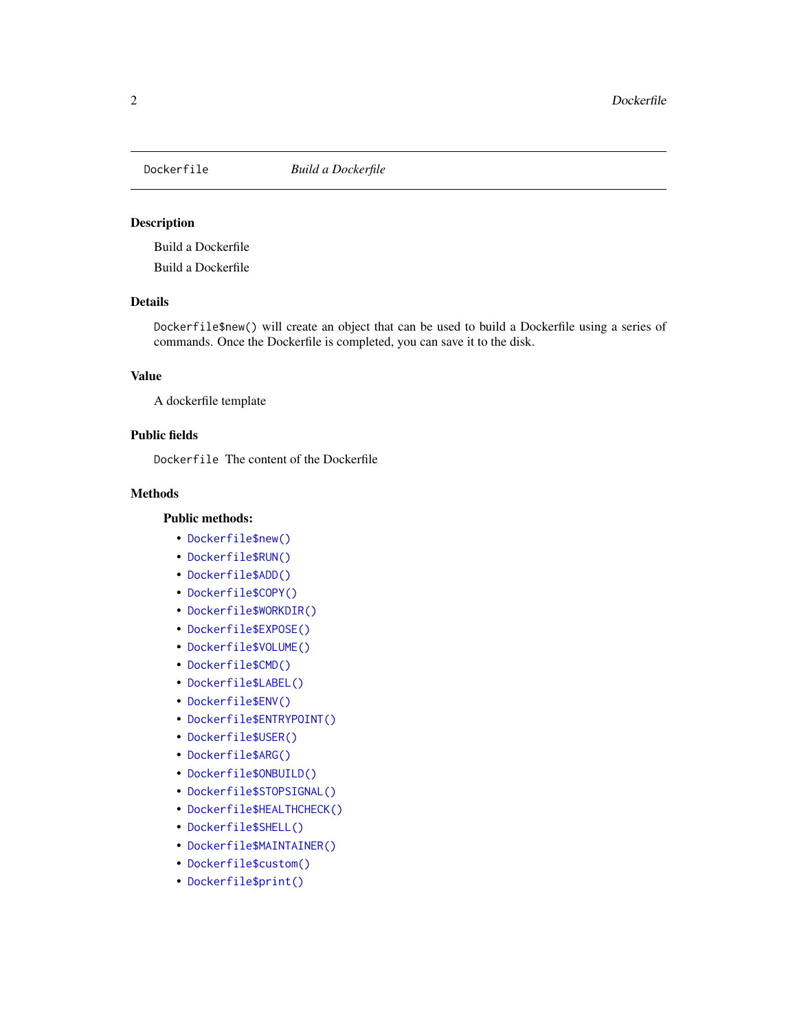# Dockerfile — *Build a Dockerfile*

## Description

Build a Dockerfile

Build a Dockerfile

## Details

`Dockerfile$new()` will create an object that can be used to build a Dockerfile using a series of commands. Once the Dockerfile is completed, you can save it to the disk.

## Value

A dockerfile template

## Public fields

`Dockerfile` The content of the Dockerfile

## Methods

### Public methods:

- `Dockerfile$new()`
- `Dockerfile$RUN()`
- `Dockerfile$ADD()`
- `Dockerfile$COPY()`
- `Dockerfile$WORKDIR()`
- `Dockerfile$EXPOSE()`
- `Dockerfile$VOLUME()`
- `Dockerfile$CMD()`
- `Dockerfile$LABEL()`
- `Dockerfile$ENV()`
- `Dockerfile$ENTRYPOINT()`
- `Dockerfile$USER()`
- `Dockerfile$ARG()`
- `Dockerfile$ONBUILD()`
- `Dockerfile$STOPSIGNAL()`
- `Dockerfile$HEALTHCHECK()`
- `Dockerfile$SHELL()`
- `Dockerfile$MAINTAINER()`
- `Dockerfile$custom()`
- `Dockerfile$print()`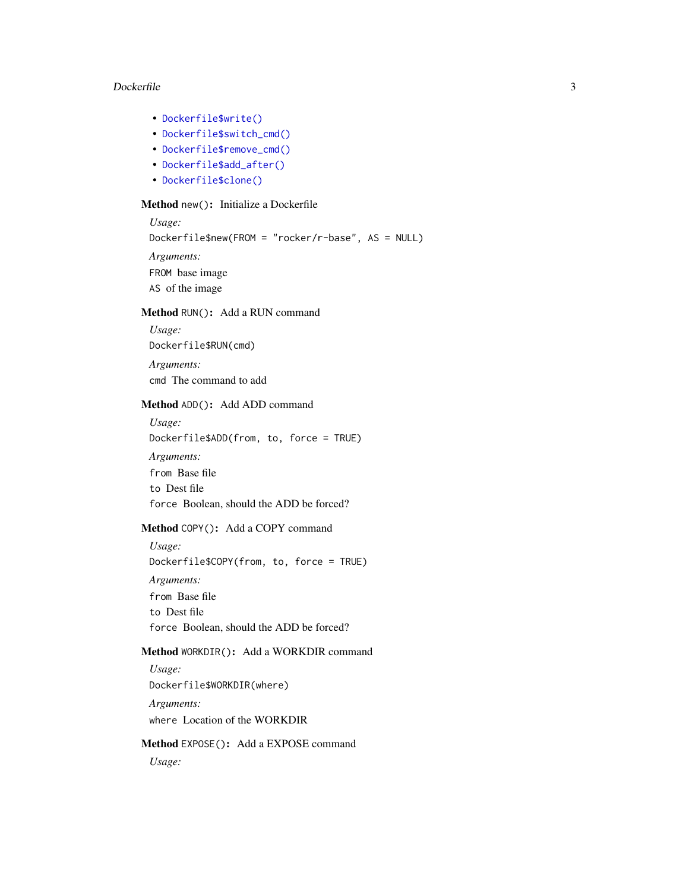- `Dockerfile$write()`
- `Dockerfile$switch_cmd()`
- `Dockerfile$remove_cmd()`
- `Dockerfile$add_after()`
- `Dockerfile$clone()`

**Method** `new()`**:** Initialize a Dockerfile

*Usage:*

```
Dockerfile$new(FROM = "rocker/r-base", AS = NULL)
```

*Arguments:*

`FROM` base image

`AS` of the image

**Method** `RUN()`**:** Add a RUN command

*Usage:*

```
Dockerfile$RUN(cmd)
```

*Arguments:*

`cmd` The command to add

**Method** `ADD()`**:** Add ADD command

*Usage:*

```
Dockerfile$ADD(from, to, force = TRUE)
```

*Arguments:*

`from` Base file

`to` Dest file

`force` Boolean, should the ADD be forced?

**Method** `COPY()`**:** Add a COPY command

*Usage:*

```
Dockerfile$COPY(from, to, force = TRUE)
```

*Arguments:*

`from` Base file

`to` Dest file

`force` Boolean, should the ADD be forced?

**Method** `WORKDIR()`**:** Add a WORKDIR command

*Usage:*

```
Dockerfile$WORKDIR(where)
```

*Arguments:*

`where` Location of the WORKDIR

**Method** `EXPOSE()`**:** Add an EXPOSE command

*Usage:*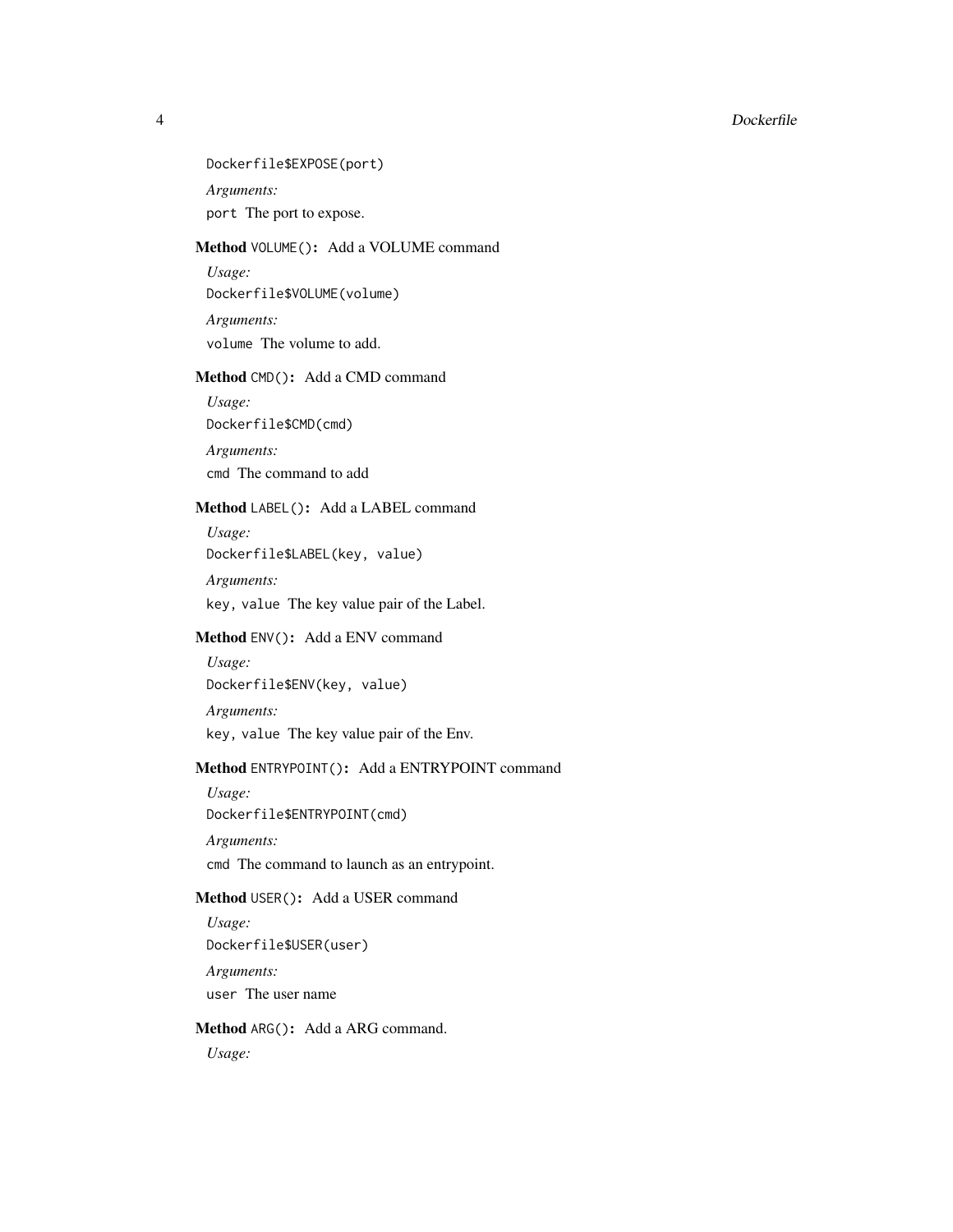```
Dockerfile$EXPOSE(port)
```

*Arguments:*

`port` The port to expose.

**Method** `VOLUME()`**:** Add a VOLUME command

*Usage:*

```
Dockerfile$VOLUME(volume)
```

*Arguments:*

`volume` The volume to add.

**Method** `CMD()`**:** Add a CMD command

*Usage:*

```
Dockerfile$CMD(cmd)
```

*Arguments:*

`cmd` The command to add

**Method** `LABEL()`**:** Add a LABEL command

*Usage:*

```
Dockerfile$LABEL(key, value)
```

*Arguments:*

`key, value` The key value pair of the Label.

**Method** `ENV()`**:** Add a ENV command

*Usage:*

```
Dockerfile$ENV(key, value)
```

*Arguments:*

`key, value` The key value pair of the Env.

**Method** `ENTRYPOINT()`**:** Add a ENTRYPOINT command

*Usage:*

```
Dockerfile$ENTRYPOINT(cmd)
```

*Arguments:*

`cmd` The command to launch as an entrypoint.

**Method** `USER()`**:** Add a USER command

*Usage:*

```
Dockerfile$USER(user)
```

*Arguments:*

`user` The user name

**Method** `ARG()`**:** Add a ARG command.

*Usage:*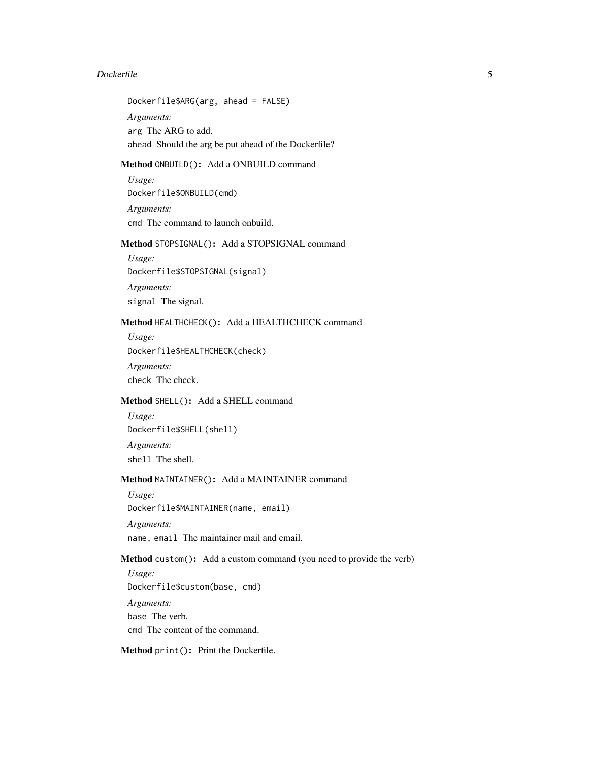```
Dockerfile$ARG(arg, ahead = FALSE)
```

*Arguments:*

`arg` The ARG to add.

`ahead` Should the arg be put ahead of the Dockerfile?

**Method** `ONBUILD()`**:** Add a ONBUILD command

*Usage:*

```
Dockerfile$ONBUILD(cmd)
```

*Arguments:*

`cmd` The command to launch onbuild.

**Method** `STOPSIGNAL()`**:** Add a STOPSIGNAL command

*Usage:*

```
Dockerfile$STOPSIGNAL(signal)
```

*Arguments:*

`signal` The signal.

**Method** `HEALTHCHECK()`**:** Add a HEALTHCHECK command

*Usage:*

```
Dockerfile$HEALTHCHECK(check)
```

*Arguments:*

`check` The check.

**Method** `SHELL()`**:** Add a SHELL command

*Usage:*

```
Dockerfile$SHELL(shell)
```

*Arguments:*

`shell` The shell.

**Method** `MAINTAINER()`**:** Add a MAINTAINER command

*Usage:*

```
Dockerfile$MAINTAINER(name, email)
```

*Arguments:*

`name, email` The maintainer mail and email.

**Method** `custom()`**:** Add a custom command (you need to provide the verb)

*Usage:*

```
Dockerfile$custom(base, cmd)
```

*Arguments:*

`base` The verb.

`cmd` The content of the command.

**Method** `print()`**:** Print the Dockerfile.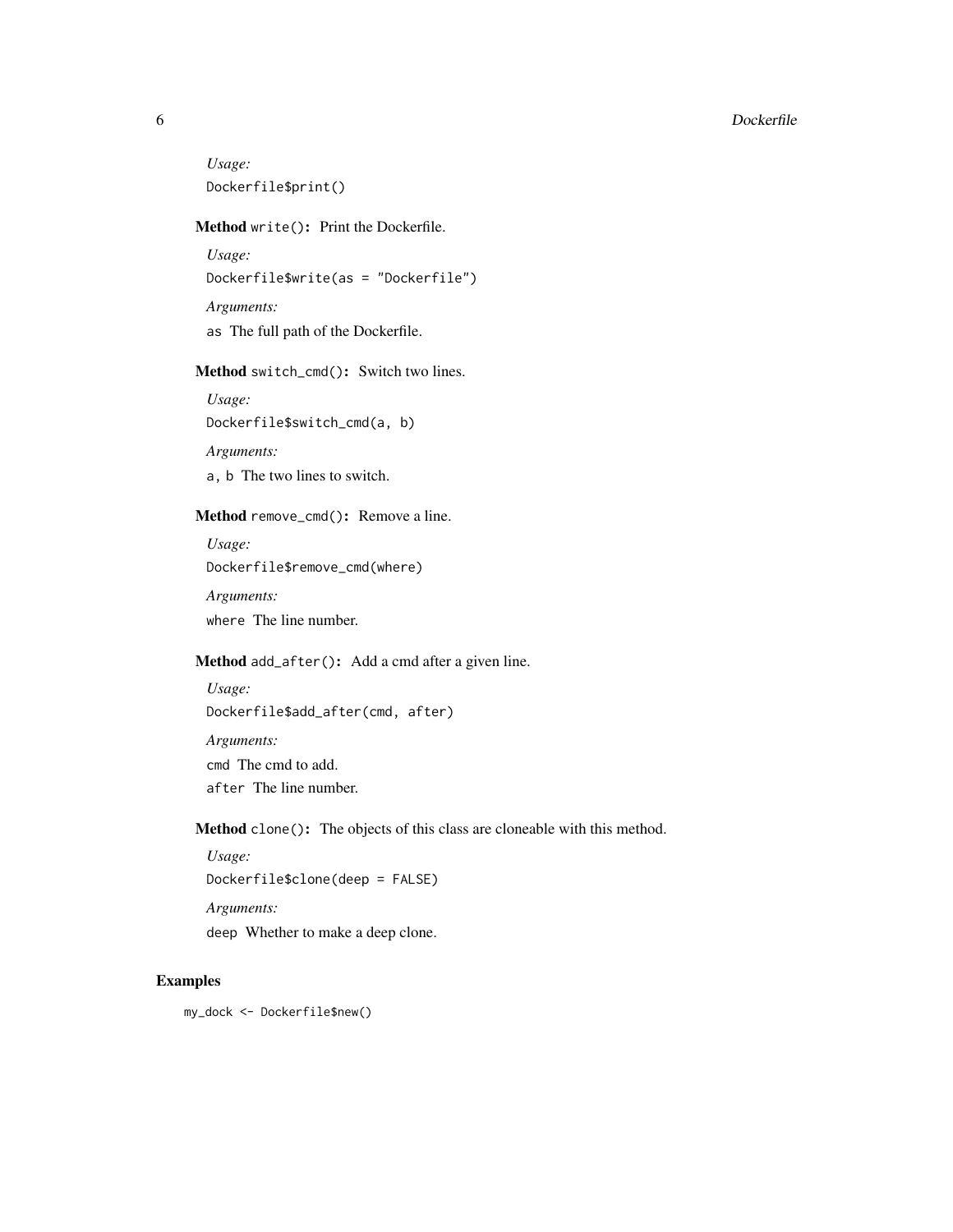*Usage:*

```
Dockerfile$print()
```

**Method** `write()`**:** Print the Dockerfile.

*Usage:*

```
Dockerfile$write(as = "Dockerfile")
```

*Arguments:*

`as` The full path of the Dockerfile.

**Method** `switch_cmd()`**:** Switch two lines.

*Usage:*

```
Dockerfile$switch_cmd(a, b)
```

*Arguments:*

`a, b` The two lines to switch.

**Method** `remove_cmd()`**:** Remove a line.

*Usage:*

```
Dockerfile$remove_cmd(where)
```

*Arguments:*

`where` The line number.

**Method** `add_after()`**:** Add a cmd after a given line.

*Usage:*

```
Dockerfile$add_after(cmd, after)
```

*Arguments:*

`cmd` The cmd to add.

`after` The line number.

**Method** `clone()`**:** The objects of this class are cloneable with this method.

*Usage:*

```
Dockerfile$clone(deep = FALSE)
```

*Arguments:*

`deep` Whether to make a deep clone.

## Examples

```
my_dock <- Dockerfile$new()
```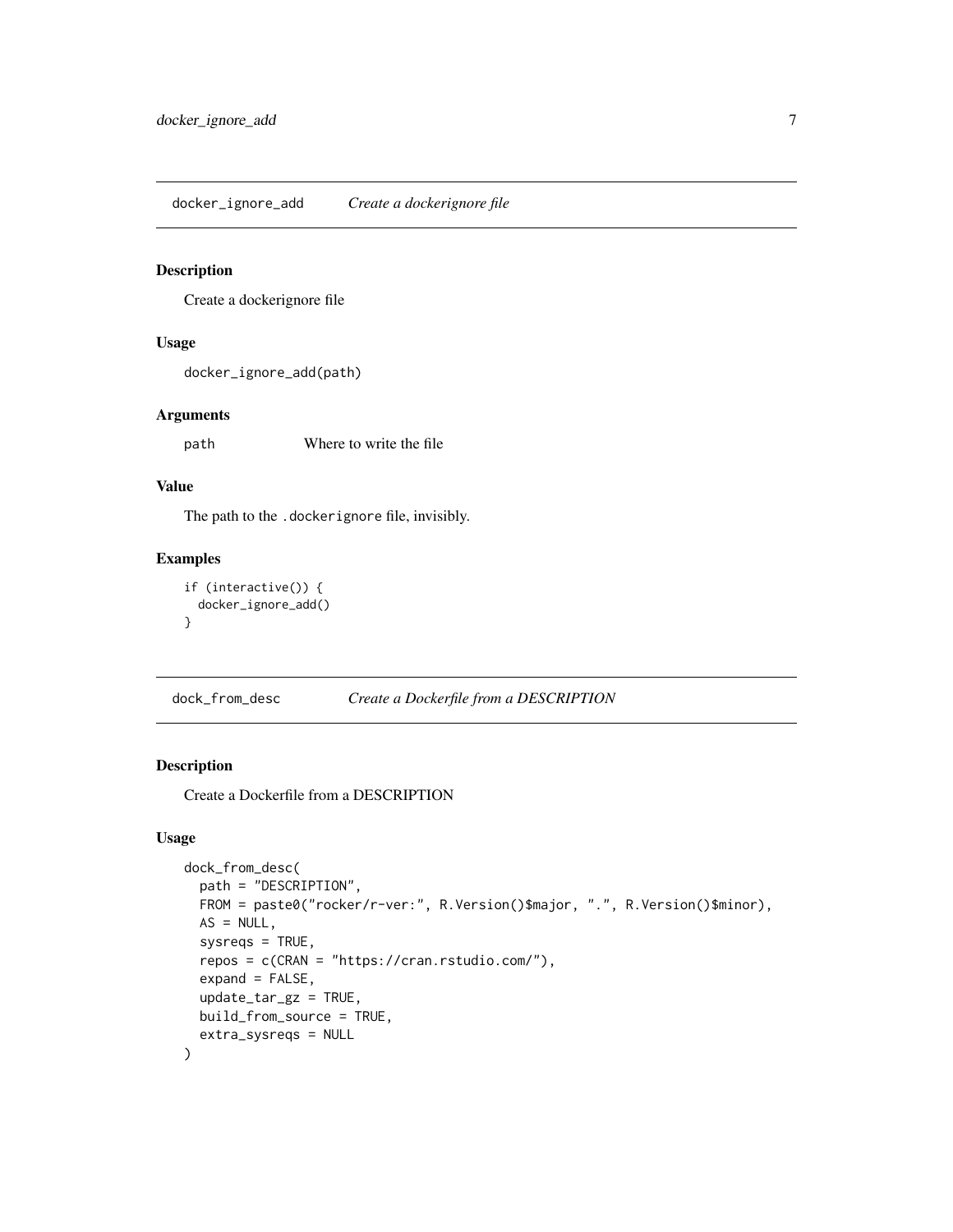## docker_ignore_add — *Create a dockerignore file*

### Description

Create a dockerignore file

### Usage

```
docker_ignore_add(path)
```

### Arguments

| | |
|---|---|
| path | Where to write the file |

### Value

The path to the `.dockerignore` file, invisibly.

### Examples

```
if (interactive()) {
  docker_ignore_add()
}
```

## dock_from_desc — *Create a Dockerfile from a DESCRIPTION*

### Description

Create a Dockerfile from a DESCRIPTION

### Usage

```
dock_from_desc(
  path = "DESCRIPTION",
  FROM = paste0("rocker/r-ver:", R.Version()$major, ".", R.Version()$minor),
  AS = NULL,
  sysreqs = TRUE,
  repos = c(CRAN = "https://cran.rstudio.com/"),
  expand = FALSE,
  update_tar_gz = TRUE,
  build_from_source = TRUE,
  extra_sysreqs = NULL
)
```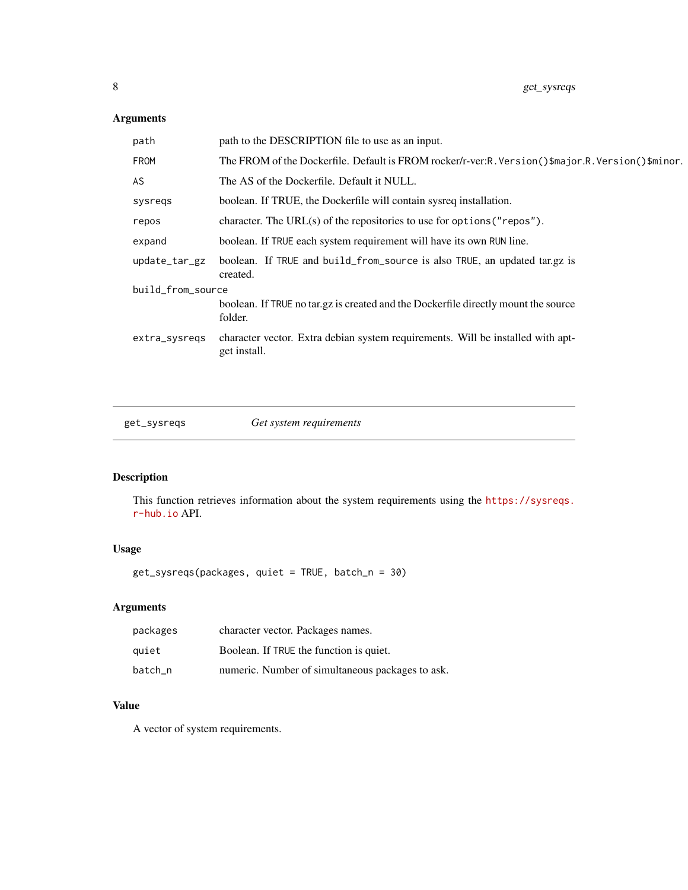### Arguments

| | |
|---|---|
| `path` | path to the DESCRIPTION file to use as an input. |
| `FROM` | The FROM of the Dockerfile. Default is FROM rocker/r-ver:`R.Version()$major`.`R.Version()$minor`. |
| `AS` | The AS of the Dockerfile. Default it NULL. |
| `sysreqs` | boolean. If TRUE, the Dockerfile will contain sysreq installation. |
| `repos` | character. The URL(s) of the repositories to use for `options("repos")`. |
| `expand` | boolean. If `TRUE` each system requirement will have its own `RUN` line. |
| `update_tar_gz` | boolean. If `TRUE` and `build_from_source` is also `TRUE`, an updated tar.gz is created. |
| `build_from_source` | boolean. If `TRUE` no tar.gz is created and the Dockerfile directly mount the source folder. |
| `extra_sysreqs` | character vector. Extra debian system requirements. Will be installed with apt-get install. |

---

## `get_sysreqs` *Get system requirements*

---

### Description

This function retrieves information about the system requirements using the https://sysreqs.r-hub.io API.

### Usage

```
get_sysreqs(packages, quiet = TRUE, batch_n = 30)
```

### Arguments

| | |
|---|---|
| `packages` | character vector. Packages names. |
| `quiet` | Boolean. If `TRUE` the function is quiet. |
| `batch_n` | numeric. Number of simultaneous packages to ask. |

### Value

A vector of system requirements.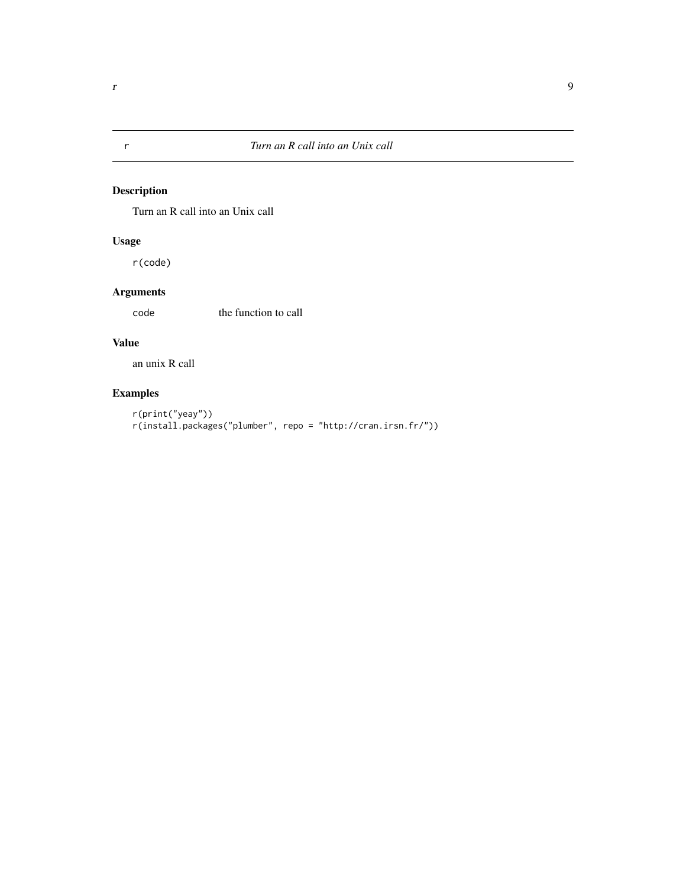## r — *Turn an R call into an Unix call*

### Description

Turn an R call into an Unix call

### Usage

```
r(code)
```

### Arguments

| | |
|---|---|
| code | the function to call |

### Value

an unix R call

### Examples

```
r(print("yeay"))
r(install.packages("plumber", repo = "http://cran.irsn.fr/"))
```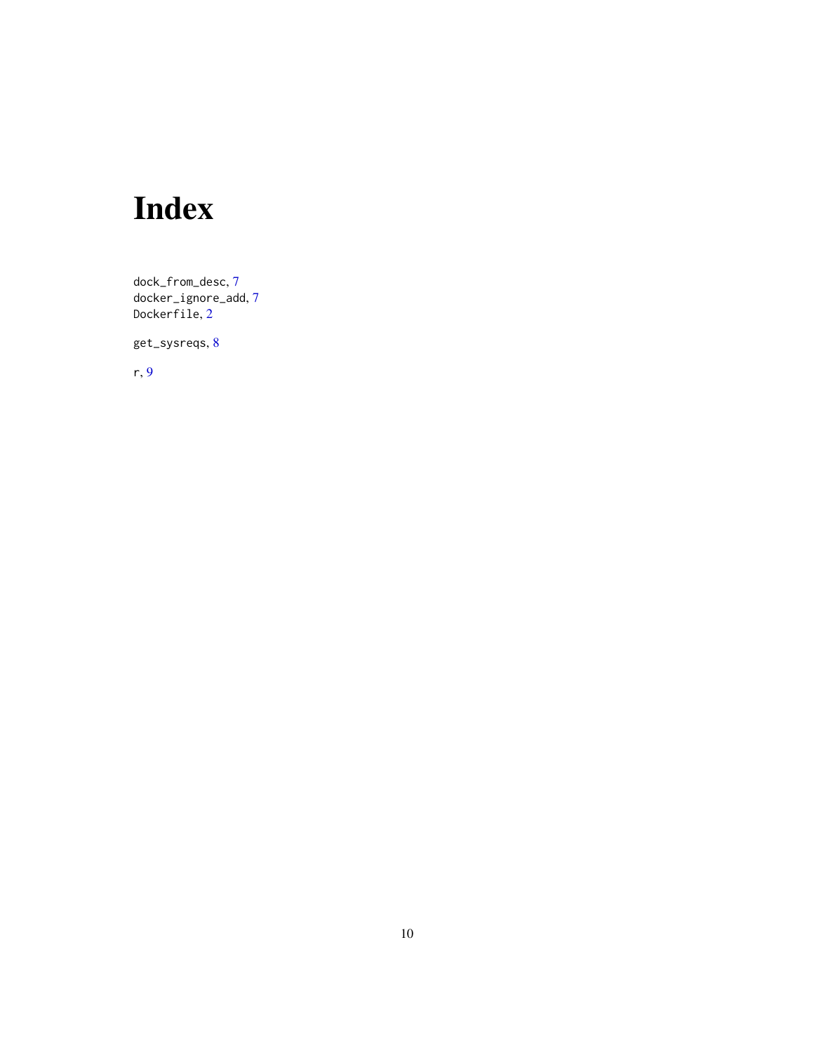# Index

dock_from_desc, 7
docker_ignore_add, 7
Dockerfile, 2

get_sysreqs, 8

r, 9